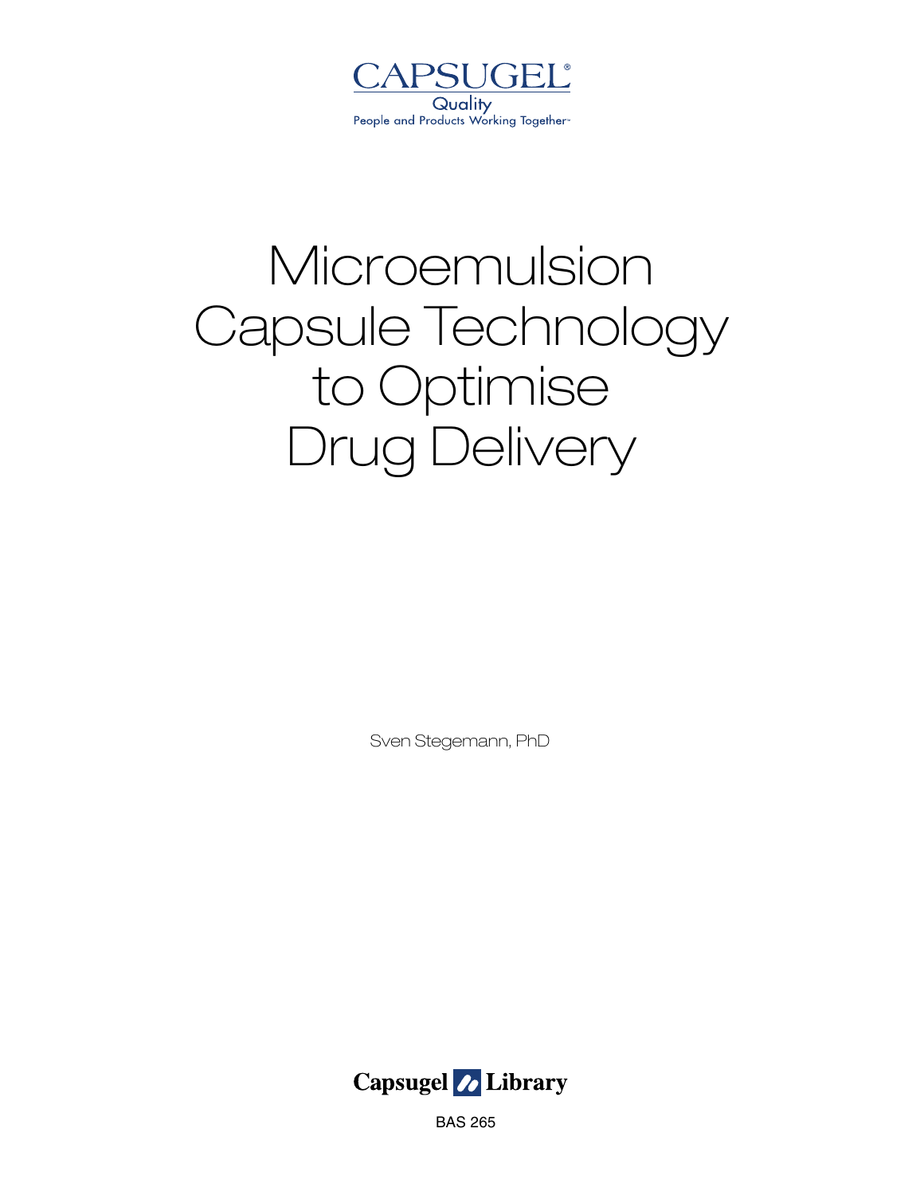CAPSUGEL®

Quality

People and Products Working Together™

# Microemulsion Capsule Technology to Optimise Drug Delivery

Sven Stegemann, PhD

Capsugel Library

BAS 265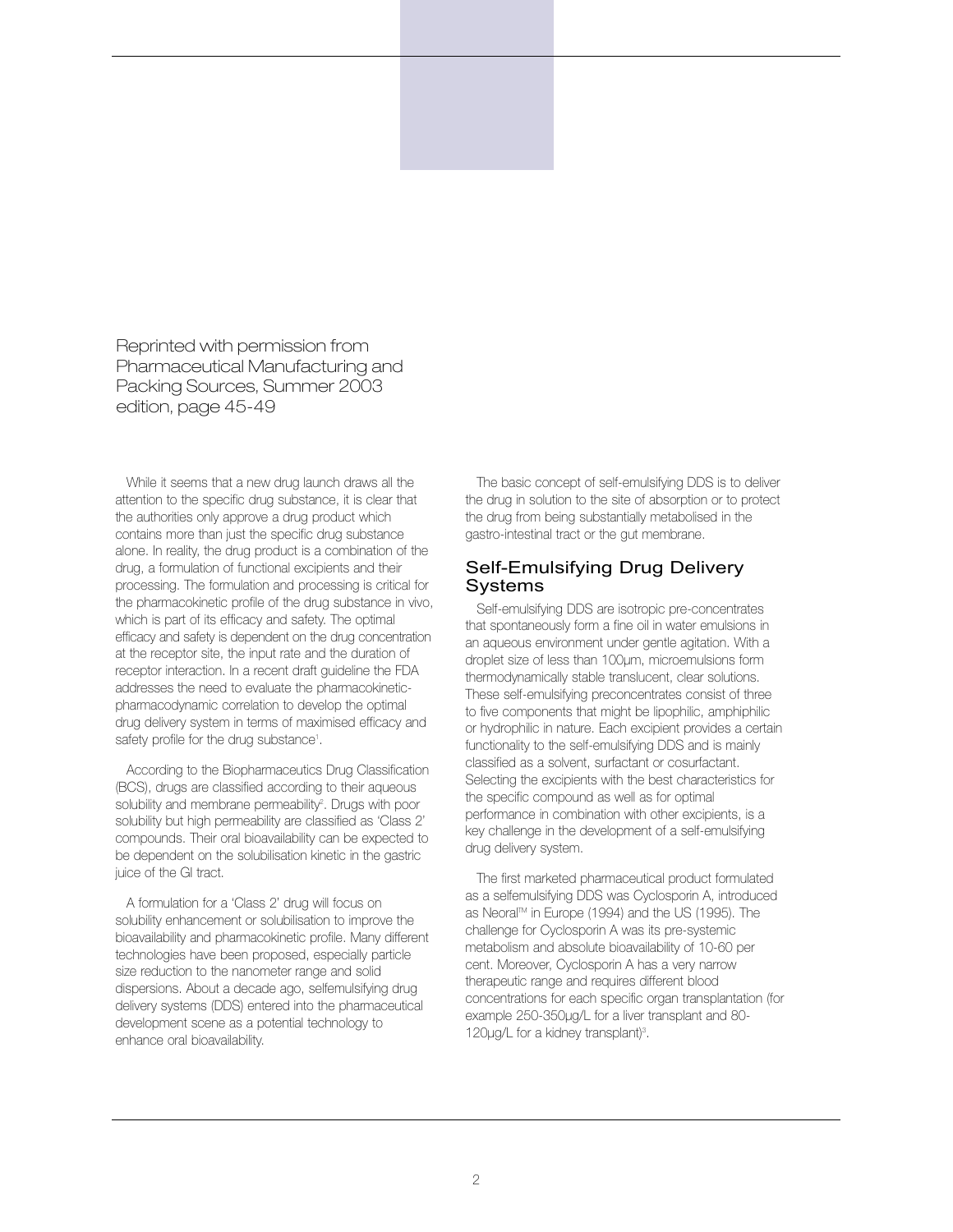Reprinted with permission from Pharmaceutical Manufacturing and Packing Sources, Summer 2003 edition, page 45-49

While it seems that a new drug launch draws all the attention to the specific drug substance, it is clear that the authorities only approve a drug product which contains more than just the specific drug substance alone. In reality, the drug product is a combination of the drug, a formulation of functional excipients and their processing. The formulation and processing is critical for the pharmacokinetic profile of the drug substance in vivo, which is part of its efficacy and safety. The optimal efficacy and safety is dependent on the drug concentration at the receptor site, the input rate and the duration of receptor interaction. In a recent draft guideline the FDA addresses the need to evaluate the pharmacokinetic-pharmacodynamic correlation to develop the optimal drug delivery system in terms of maximised efficacy and safety profile for the drug substance[1].

According to the Biopharmaceutics Drug Classification (BCS), drugs are classified according to their aqueous solubility and membrane permeability[2]. Drugs with poor solubility but high permeability are classified as 'Class 2' compounds. Their oral bioavailability can be expected to be dependent on the solubilisation kinetic in the gastric juice of the GI tract.

A formulation for a 'Class 2' drug will focus on solubility enhancement or solubilisation to improve the bioavailability and pharmacokinetic profile. Many different technologies have been proposed, especially particle size reduction to the nanometer range and solid dispersions. About a decade ago, selfemulsifying drug delivery systems (DDS) entered into the pharmaceutical development scene as a potential technology to enhance oral bioavailability.

The basic concept of self-emulsifying DDS is to deliver the drug in solution to the site of absorption or to protect the drug from being substantially metabolised in the gastro-intestinal tract or the gut membrane.

## Self-Emulsifying Drug Delivery Systems

Self-emulsifying DDS are isotropic pre-concentrates that spontaneously form a fine oil in water emulsions in an aqueous environment under gentle agitation. With a droplet size of less than 100µm, microemulsions form thermodynamically stable translucent, clear solutions. These self-emulsifying preconcentrates consist of three to five components that might be lipophilic, amphiphilic or hydrophilic in nature. Each excipient provides a certain functionality to the self-emulsifying DDS and is mainly classified as a solvent, surfactant or cosurfactant. Selecting the excipients with the best characteristics for the specific compound as well as for optimal performance in combination with other excipients, is a key challenge in the development of a self-emulsifying drug delivery system.

The first marketed pharmaceutical product formulated as a selfemulsifying DDS was Cyclosporin A, introduced as Neoral™ in Europe (1994) and the US (1995). The challenge for Cyclosporin A was its pre-systemic metabolism and absolute bioavailability of 10-60 per cent. Moreover, Cyclosporin A has a very narrow therapeutic range and requires different blood concentrations for each specific organ transplantation (for example 250-350µg/L for a liver transplant and 80-120µg/L for a kidney transplant)[3].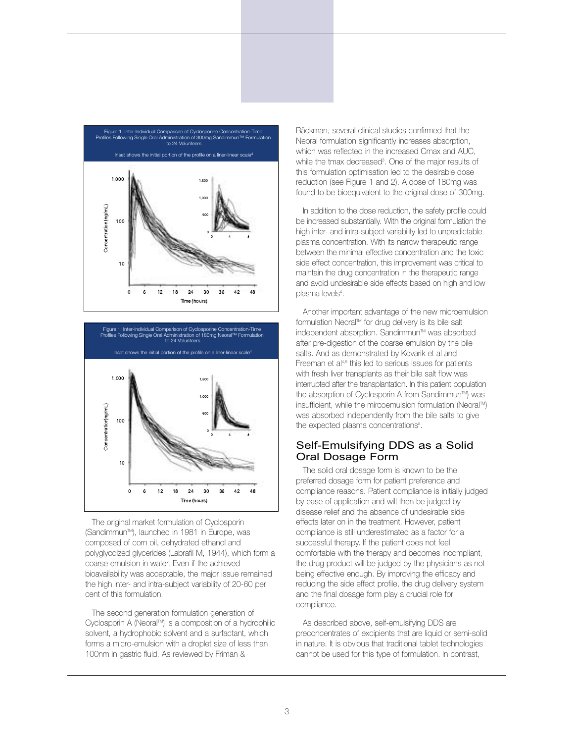Figure 1: Inter-Individual Comparison of Cyclosporine Concentration-Time Profiles Following Single Oral Administration of 300mg Sandimmun™ Formulation to 24 Volunteers

Inset shows the initial portion of the profile on a liner-linear scale[4]

Figure 1: Inter-Individual Comparison of Cyclosporine Concentration-Time Profiles Following Single Oral Administration of 180mg Neoral™ Formulation to 24 Volunteers

Inset shows the initial portion of the profile on a liner-linear scale[4]

The original market formulation of Cyclosporin (Sandimmun™), launched in 1981 in Europe, was composed of corn oil, dehydrated ethanol and polyglycolzed glycerides (Labrafil M, 1944), which form a coarse emulsion in water. Even if the achieved bioavailability was acceptable, the major issue remained the high inter- and intra-subject variability of 20-60 per cent of this formulation.

The second generation formulation generation of Cyclosporin A (Neoral™) is a composition of a hydrophilic solvent, a hydrophobic solvent and a surfactant, which forms a micro-emulsion with a droplet size of less than 100nm in gastric fluid. As reviewed by Friman & Bäckman, several clinical studies confirmed that the Neoral formulation significantly increases absorption, which was reflected in the increased Cmax and AUC, while the tmax decreased[3]. One of the major results of this formulation optimisation led to the desirable dose reduction (see Figure 1 and 2). A dose of 180mg was found to be bioequivalent to the original dose of 300mg.

In addition to the dose reduction, the safety profile could be increased substantially. With the original formulation the high inter- and intra-subject variability led to unpredictable plasma concentration. With its narrow therapeutic range between the minimal effective concentration and the toxic side effect concentration, this improvement was critical to maintain the drug concentration in the therapeutic range and avoid undesirable side effects based on high and low plasma levels[4].

Another important advantage of the new microemulsion formulation Neoral™ for drug delivery is its bile salt independent absorption. Sandimmun™ was absorbed after pre-digestion of the coarse emulsion by the bile salts. And as demonstrated by Kovarik et al and Freeman et al[4,5] this led to serious issues for patients with fresh liver transplants as their bile salt flow was interrupted after the transplantation. In this patient population the absorption of Cyclosporin A from Sandimmun™) was insufficient, while the mircoemulsion formulation (Neoral™) was absorbed independently from the bile salts to give the expected plasma concentrations[5].

## Self-Emulsifying DDS as a Solid Oral Dosage Form

The solid oral dosage form is known to be the preferred dosage form for patient preference and compliance reasons. Patient compliance is initially judged by ease of application and will then be judged by disease relief and the absence of undesirable side effects later on in the treatment. However, patient compliance is still underestimated as a factor for a successful therapy. If the patient does not feel comfortable with the therapy and becomes incompliant, the drug product will be judged by the physicians as not being effective enough. By improving the efficacy and reducing the side effect profile, the drug delivery system and the final dosage form play a crucial role for compliance.

As described above, self-emulsifying DDS are preconcentrates of excipients that are liquid or semi-solid in nature. It is obvious that traditional tablet technologies cannot be used for this type of formulation. In contrast,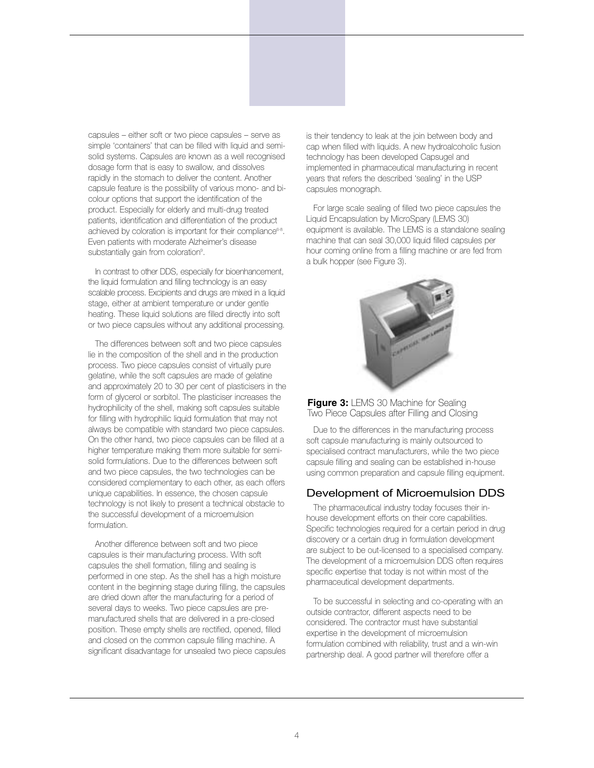capsules – either soft or two piece capsules – serve as simple 'containers' that can be filled with liquid and semi-solid systems. Capsules are known as a well recognised dosage form that is easy to swallow, and dissolves rapidly in the stomach to deliver the content. Another capsule feature is the possibility of various mono- and bi-colour options that support the identification of the product. Especially for elderly and multi-drug treated patients, identification and differentiation of the product achieved by coloration is important for their compliance[6-8]. Even patients with moderate Alzheimer's disease substantially gain from coloration[9].

In contrast to other DDS, especially for bioenhancement, the liquid formulation and filling technology is an easy scalable process. Excipients and drugs are mixed in a liquid stage, either at ambient temperature or under gentle heating. These liquid solutions are filled directly into soft or two piece capsules without any additional processing.

The differences between soft and two piece capsules lie in the composition of the shell and in the production process. Two piece capsules consist of virtually pure gelatine, while the soft capsules are made of gelatine and approximately 20 to 30 per cent of plasticisers in the form of glycerol or sorbitol. The plasticiser increases the hydrophilicity of the shell, making soft capsules suitable for filling with hydrophilic liquid formulation that may not always be compatible with standard two piece capsules. On the other hand, two piece capsules can be filled at a higher temperature making them more suitable for semi-solid formulations. Due to the differences between soft and two piece capsules, the two technologies can be considered complementary to each other, as each offers unique capabilities. In essence, the chosen capsule technology is not likely to present a technical obstacle to the successful development of a microemulsion formulation.

Another difference between soft and two piece capsules is their manufacturing process. With soft capsules the shell formation, filling and sealing is performed in one step. As the shell has a high moisture content in the beginning stage during filling, the capsules are dried down after the manufacturing for a period of several days to weeks. Two piece capsules are pre-manufactured shells that are delivered in a pre-closed position. These empty shells are rectified, opened, filled and closed on the common capsule filling machine. A significant disadvantage for unsealed two piece capsules is their tendency to leak at the join between body and cap when filled with liquids. A new hydroalcoholic fusion technology has been developed Capsugel and implemented in pharmaceutical manufacturing in recent years that refers the described 'sealing' in the USP capsules monograph.

For large scale sealing of filled two piece capsules the Liquid Encapsulation by MicroSpary (LEMS 30) equipment is available. The LEMS is a standalone sealing machine that can seal 30,000 liquid filled capsules per hour coming online from a filling machine or are fed from a bulk hopper (see Figure 3).

**Figure 3:** LEMS 30 Machine for Sealing Two Piece Capsules after Filling and Closing

Due to the differences in the manufacturing process soft capsule manufacturing is mainly outsourced to specialised contract manufacturers, while the two piece capsule filling and sealing can be established in-house using common preparation and capsule filling equipment.

## Development of Microemulsion DDS

The pharmaceutical industry today focuses their in-house development efforts on their core capabilities. Specific technologies required for a certain period in drug discovery or a certain drug in formulation development are subject to be out-licensed to a specialised company. The development of a microemulsion DDS often requires specific expertise that today is not within most of the pharmaceutical development departments.

To be successful in selecting and co-operating with an outside contractor, different aspects need to be considered. The contractor must have substantial expertise in the development of microemulsion formulation combined with reliability, trust and a win-win partnership deal. A good partner will therefore offer a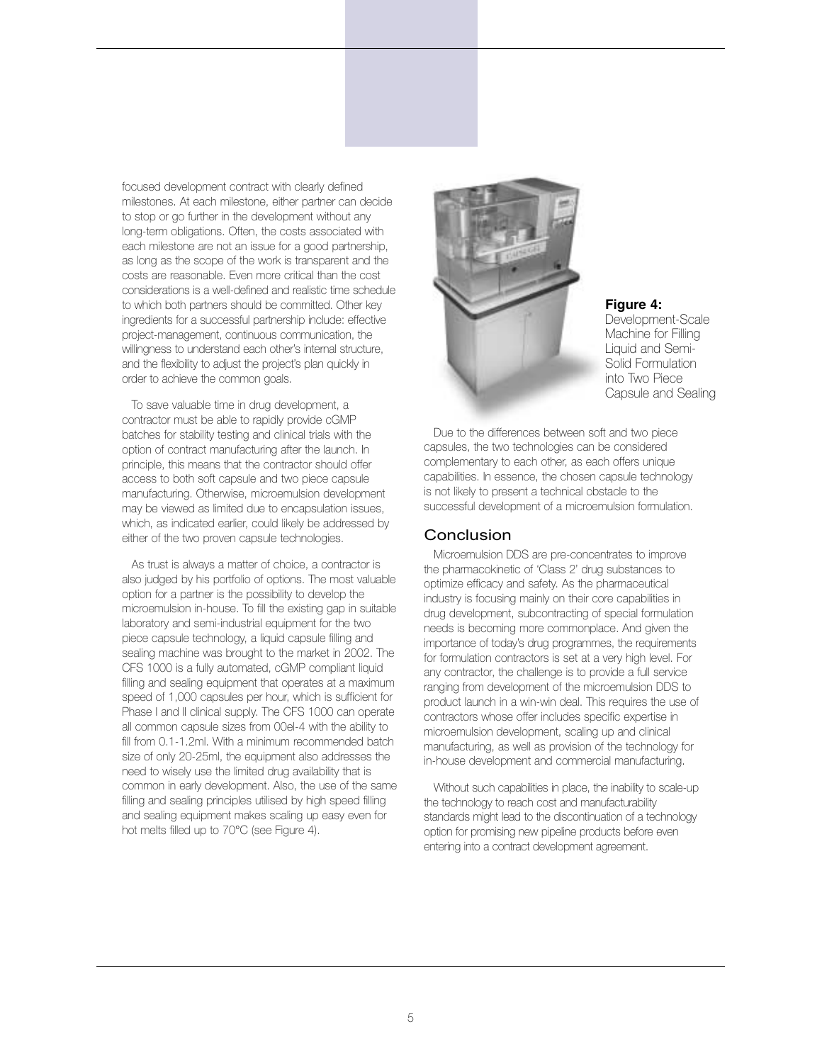focused development contract with clearly defined milestones. At each milestone, either partner can decide to stop or go further in the development without any long-term obligations. Often, the costs associated with each milestone are not an issue for a good partnership, as long as the scope of the work is transparent and the costs are reasonable. Even more critical than the cost considerations is a well-defined and realistic time schedule to which both partners should be committed. Other key ingredients for a successful partnership include: effective project-management, continuous communication, the willingness to understand each other's internal structure, and the flexibility to adjust the project's plan quickly in order to achieve the common goals.

To save valuable time in drug development, a contractor must be able to rapidly provide cGMP batches for stability testing and clinical trials with the option of contract manufacturing after the launch. In principle, this means that the contractor should offer access to both soft capsule and two piece capsule manufacturing. Otherwise, microemulsion development may be viewed as limited due to encapsulation issues, which, as indicated earlier, could likely be addressed by either of the two proven capsule technologies.

As trust is always a matter of choice, a contractor is also judged by his portfolio of options. The most valuable option for a partner is the possibility to develop the microemulsion in-house. To fill the existing gap in suitable laboratory and semi-industrial equipment for the two piece capsule technology, a liquid capsule filling and sealing machine was brought to the market in 2002. The CFS 1000 is a fully automated, cGMP compliant liquid filling and sealing equipment that operates at a maximum speed of 1,000 capsules per hour, which is sufficient for Phase I and II clinical supply. The CFS 1000 can operate all common capsule sizes from 00el-4 with the ability to fill from 0.1-1.2ml. With a minimum recommended batch size of only 20-25ml, the equipment also addresses the need to wisely use the limited drug availability that is common in early development. Also, the use of the same filling and sealing principles utilised by high speed filling and sealing equipment makes scaling up easy even for hot melts filled up to 70°C (see Figure 4).

**Figure 4:** Development-Scale Machine for Filling Liquid and Semi-Solid Formulation into Two Piece Capsule and Sealing

Due to the differences between soft and two piece capsules, the two technologies can be considered complementary to each other, as each offers unique capabilities. In essence, the chosen capsule technology is not likely to present a technical obstacle to the successful development of a microemulsion formulation.

## Conclusion

Microemulsion DDS are pre-concentrates to improve the pharmacokinetic of 'Class 2' drug substances to optimize efficacy and safety. As the pharmaceutical industry is focusing mainly on their core capabilities in drug development, subcontracting of special formulation needs is becoming more commonplace. And given the importance of today's drug programmes, the requirements for formulation contractors is set at a very high level. For any contractor, the challenge is to provide a full service ranging from development of the microemulsion DDS to product launch in a win-win deal. This requires the use of contractors whose offer includes specific expertise in microemulsion development, scaling up and clinical manufacturing, as well as provision of the technology for in-house development and commercial manufacturing.

Without such capabilities in place, the inability to scale-up the technology to reach cost and manufacturability standards might lead to the discontinuation of a technology option for promising new pipeline products before even entering into a contract development agreement.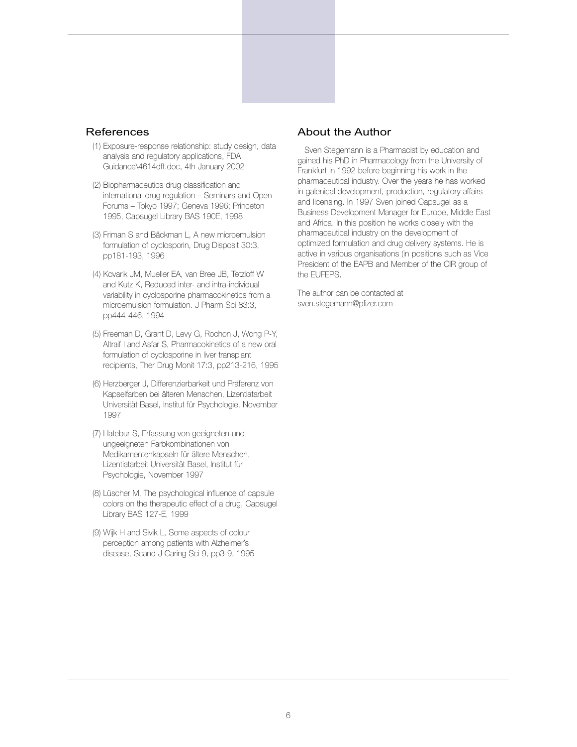## References

(1) Exposure-response relationship: study design, data analysis and regulatory applications, FDA Guidance\4614dft.doc, 4th January 2002

(2) Biopharmaceutics drug classification and international drug regulation – Seminars and Open Forums – Tokyo 1997; Geneva 1996; Princeton 1995, Capsugel Library BAS 190E, 1998

(3) Friman S and Bäckman L, A new microemulsion formulation of cyclosporin, Drug Disposit 30:3, pp181-193, 1996

(4) Kovarik JM, Mueller EA, van Bree JB, Tetzloff W and Kutz K, Reduced inter- and intra-individual variability in cyclosporine pharmacokinetics from a microemulsion formulation. J Pharm Sci 83:3, pp444-446, 1994

(5) Freeman D, Grant D, Levy G, Rochon J, Wong P-Y, Altraif I and Asfar S, Pharmacokinetics of a new oral formulation of cyclosporine in liver transplant recipients, Ther Drug Monit 17:3, pp213-216, 1995

(6) Herzberger J, Differenzierbarkeit und Präferenz von Kapselfarben bei älteren Menschen, Lizentiatarbeit Universität Basel, Institut für Psychologie, November 1997

(7) Hatebur S, Erfassung von geeigneten und ungeeigneten Farbkombinationen von Medikamentenkapseln für ältere Menschen, Lizentiatarbeit Universität Basel, Institut für Psychologie, November 1997

(8) Lüscher M, The psychological influence of capsule colors on the therapeutic effect of a drug, Capsugel Library BAS 127-E, 1999

(9) Wijk H and Sivik L, Some aspects of colour perception among patients with Alzheimer's disease, Scand J Caring Sci 9, pp3-9, 1995

## About the Author

Sven Stegemann is a Pharmacist by education and gained his PhD in Pharmacology from the University of Frankfurt in 1992 before beginning his work in the pharmaceutical industry. Over the years he has worked in galenical development, production, regulatory affairs and licensing. In 1997 Sven joined Capsugel as a Business Development Manager for Europe, Middle East and Africa. In this position he works closely with the pharmaceutical industry on the development of optimized formulation and drug delivery systems. He is active in various organisations (in positions such as Vice President of the EAPB and Member of the CIR group of the EUFEPS.

The author can be contacted at sven.stegemann@pfizer.com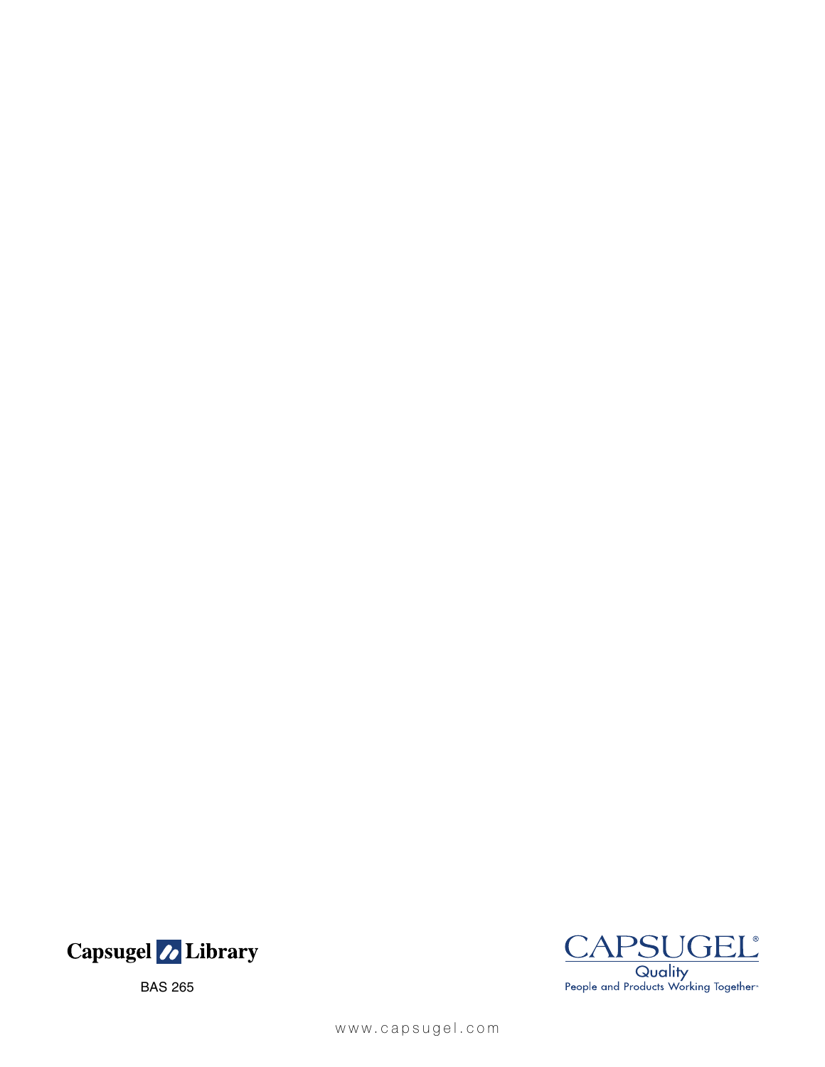Capsugel Library

BAS 265

CAPSUGEL®

Quality

People and Products Working Together™

www.capsugel.com